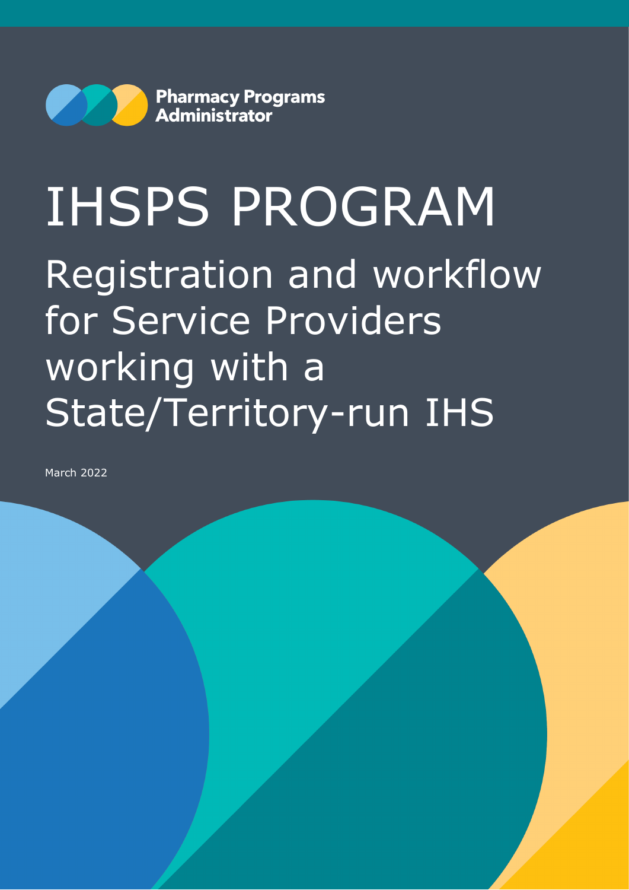Pharmacy Programs Administrator

# IHSPS PROGRAM

## Registration and workflow for Service Providers working with a State/Territory-run IHS

March 2022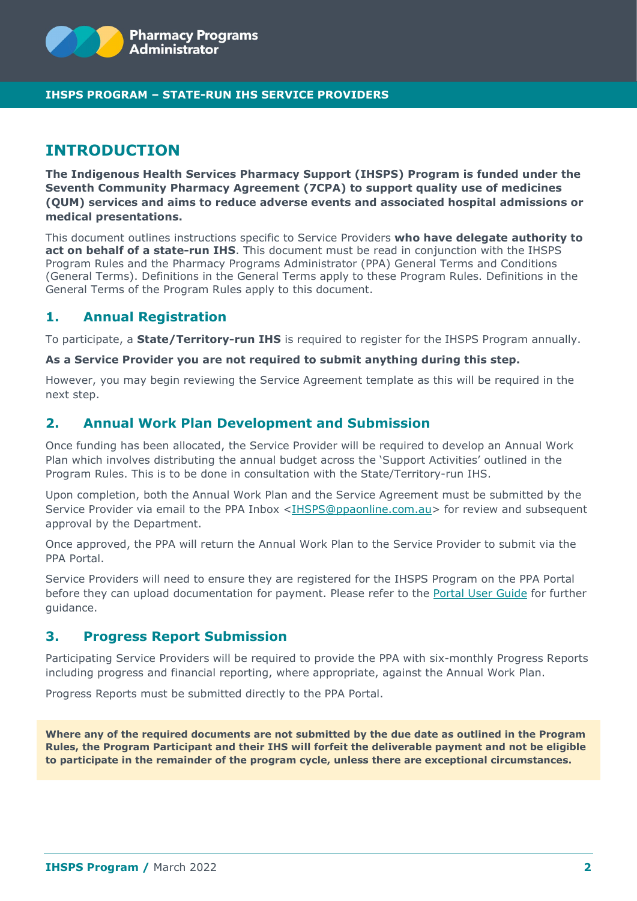IHSPS PROGRAM – STATE-RUN IHS SERVICE PROVIDERS

# INTRODUCTION

**The Indigenous Health Services Pharmacy Support (IHSPS) Program is funded under the Seventh Community Pharmacy Agreement (7CPA) to support quality use of medicines (QUM) services and aims to reduce adverse events and associated hospital admissions or medical presentations.**

This document outlines instructions specific to Service Providers **who have delegate authority to act on behalf of a state-run IHS**. This document must be read in conjunction with the IHSPS Program Rules and the Pharmacy Programs Administrator (PPA) General Terms and Conditions (General Terms). Definitions in the General Terms apply to these Program Rules. Definitions in the General Terms of the Program Rules apply to this document.

## 1. Annual Registration

To participate, a **State/Territory-run IHS** is required to register for the IHSPS Program annually.

**As a Service Provider you are not required to submit anything during this step.**

However, you may begin reviewing the Service Agreement template as this will be required in the next step.

## 2. Annual Work Plan Development and Submission

Once funding has been allocated, the Service Provider will be required to develop an Annual Work Plan which involves distributing the annual budget across the 'Support Activities' outlined in the Program Rules. This is to be done in consultation with the State/Territory-run IHS.

Upon completion, both the Annual Work Plan and the Service Agreement must be submitted by the Service Provider via email to the PPA Inbox <IHSPS@ppaonline.com.au> for review and subsequent approval by the Department.

Once approved, the PPA will return the Annual Work Plan to the Service Provider to submit via the PPA Portal.

Service Providers will need to ensure they are registered for the IHSPS Program on the PPA Portal before they can upload documentation for payment. Please refer to the Portal User Guide for further guidance.

## 3. Progress Report Submission

Participating Service Providers will be required to provide the PPA with six-monthly Progress Reports including progress and financial reporting, where appropriate, against the Annual Work Plan.

Progress Reports must be submitted directly to the PPA Portal.

**Where any of the required documents are not submitted by the due date as outlined in the Program Rules, the Program Participant and their IHS will forfeit the deliverable payment and not be eligible to participate in the remainder of the program cycle, unless there are exceptional circumstances.**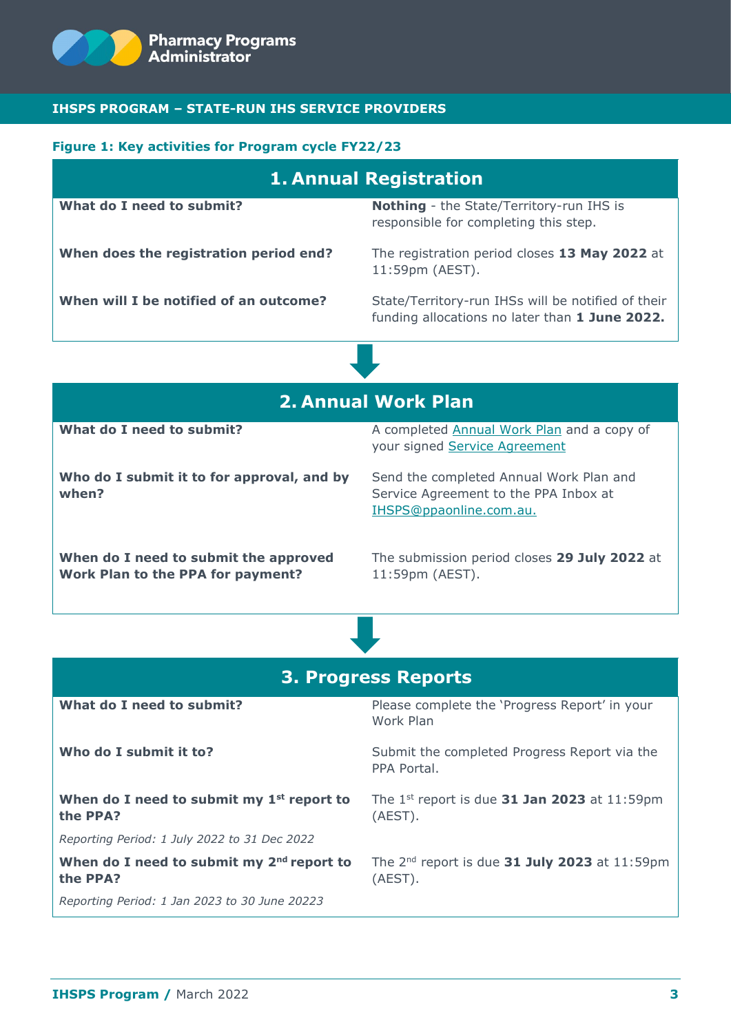**IHSPS PROGRAM – STATE-RUN IHS SERVICE PROVIDERS**

**Figure 1: Key activities for Program cycle FY22/23**

## 1. Annual Registration

| | |
|---|---|
| **What do I need to submit?** | **Nothing** - the State/Territory-run IHS is responsible for completing this step. |
| **When does the registration period end?** | The registration period closes **13 May 2022** at 11:59pm (AEST). |
| **When will I be notified of an outcome?** | State/Territory-run IHSs will be notified of their funding allocations no later than **1 June 2022.** |

## 2. Annual Work Plan

| | |
|---|---|
| **What do I need to submit?** | A completed Annual Work Plan and a copy of your signed Service Agreement |
| **Who do I submit it to for approval, and by when?** | Send the completed Annual Work Plan and Service Agreement to the PPA Inbox at IHSPS@ppaonline.com.au. |
| **When do I need to submit the approved Work Plan to the PPA for payment?** | The submission period closes **29 July 2022** at 11:59pm (AEST). |

## 3. Progress Reports

| | |
|---|---|
| **What do I need to submit?** | Please complete the 'Progress Report' in your Work Plan |
| **Who do I submit it to?** | Submit the completed Progress Report via the PPA Portal. |
| **When do I need to submit my 1st report to the PPA?** *Reporting Period: 1 July 2022 to 31 Dec 2022* | The 1st report is due **31 Jan 2023** at 11:59pm (AEST). |
| **When do I need to submit my 2nd report to the PPA?** *Reporting Period: 1 Jan 2023 to 30 June 20223* | The 2nd report is due **31 July 2023** at 11:59pm (AEST). |